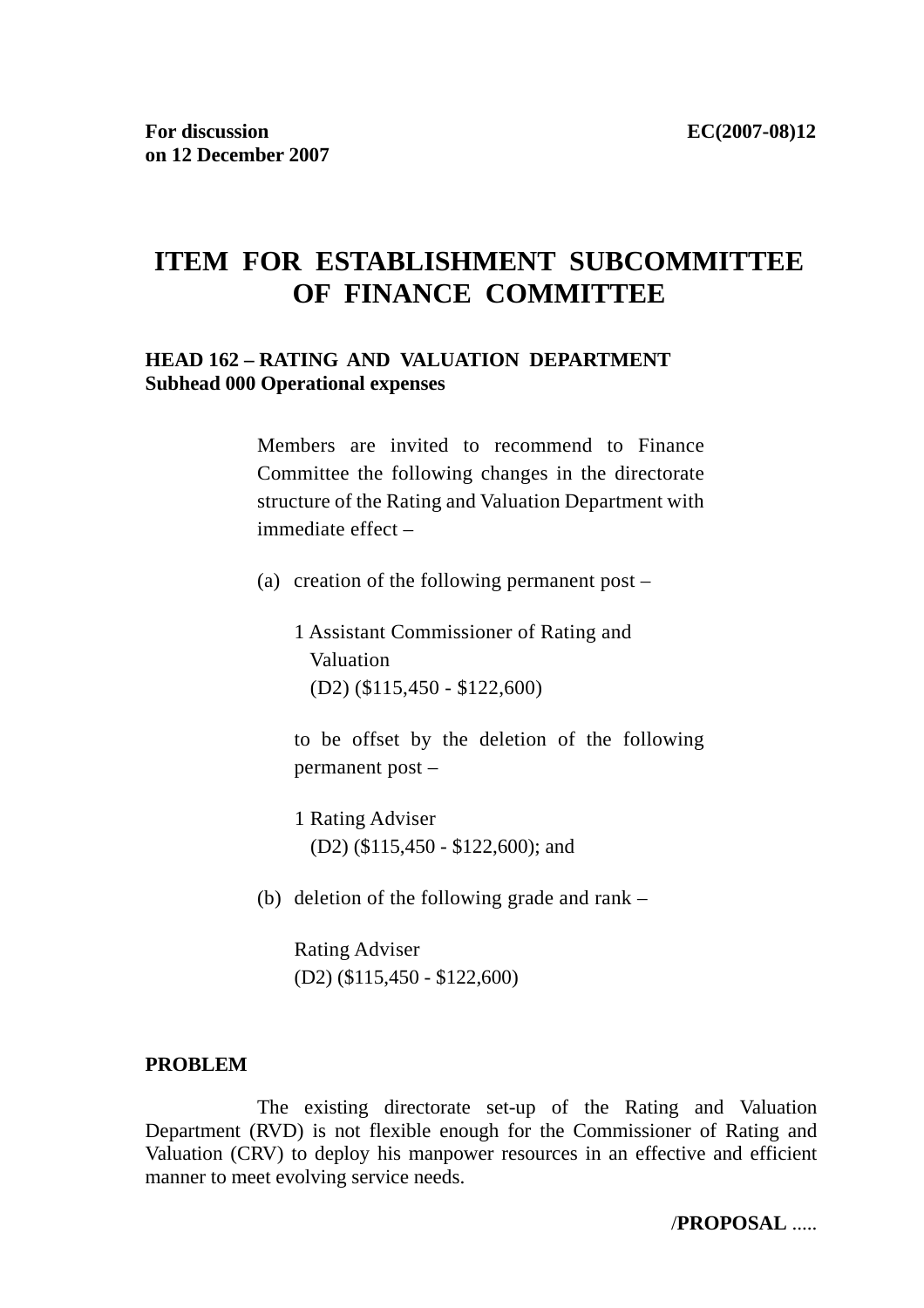**For discussion on 12 December 2007**

**EC(2007-08)12**

# ITEM FOR ESTABLISHMENT SUBCOMMITTEE OF FINANCE COMMITTEE

**HEAD 162 – RATING AND VALUATION DEPARTMENT**
**Subhead 000 Operational expenses**

Members are invited to recommend to Finance Committee the following changes in the directorate structure of the Rating and Valuation Department with immediate effect –

(a) creation of the following permanent post –

1 Assistant Commissioner of Rating and Valuation
(D2) ($115,450 - $122,600)

to be offset by the deletion of the following permanent post –

1 Rating Adviser
(D2) ($115,450 - $122,600); and

(b) deletion of the following grade and rank –

Rating Adviser
(D2) ($115,450 - $122,600)

**PROBLEM**

The existing directorate set-up of the Rating and Valuation Department (RVD) is not flexible enough for the Commissioner of Rating and Valuation (CRV) to deploy his manpower resources in an effective and efficient manner to meet evolving service needs.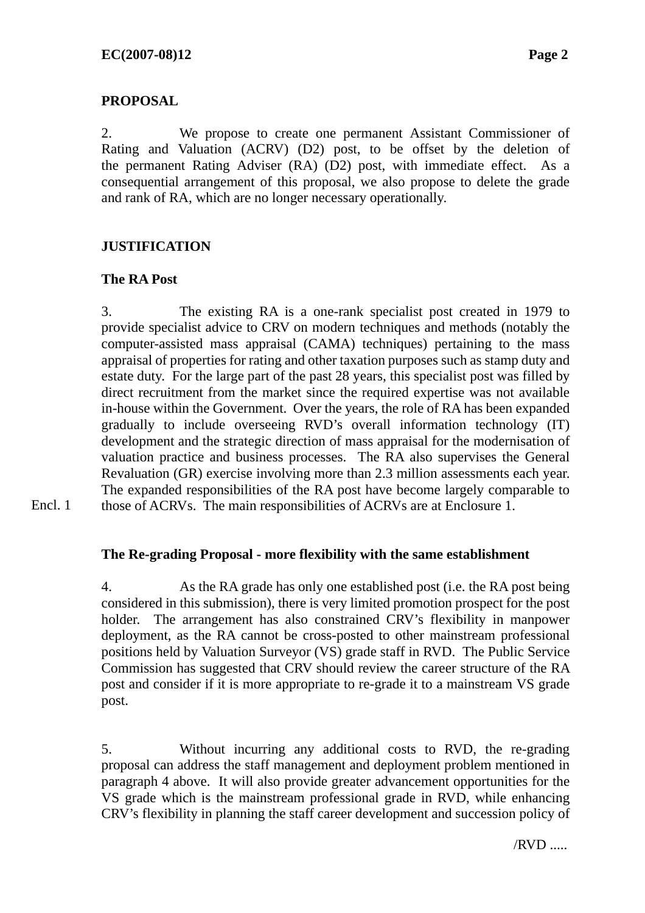**PROPOSAL**

2. We propose to create one permanent Assistant Commissioner of Rating and Valuation (ACRV) (D2) post, to be offset by the deletion of the permanent Rating Adviser (RA) (D2) post, with immediate effect. As a consequential arrangement of this proposal, we also propose to delete the grade and rank of RA, which are no longer necessary operationally.

**JUSTIFICATION**

**The RA Post**

3. The existing RA is a one-rank specialist post created in 1979 to provide specialist advice to CRV on modern techniques and methods (notably the computer-assisted mass appraisal (CAMA) techniques) pertaining to the mass appraisal of properties for rating and other taxation purposes such as stamp duty and estate duty. For the large part of the past 28 years, this specialist post was filled by direct recruitment from the market since the required expertise was not available in-house within the Government. Over the years, the role of RA has been expanded gradually to include overseeing RVD's overall information technology (IT) development and the strategic direction of mass appraisal for the modernisation of valuation practice and business processes. The RA also supervises the General Revaluation (GR) exercise involving more than 2.3 million assessments each year. The expanded responsibilities of the RA post have become largely comparable to those of ACRVs. The main responsibilities of ACRVs are at Enclosure 1.

Encl. 1

**The Re-grading Proposal - more flexibility with the same establishment**

4. As the RA grade has only one established post (i.e. the RA post being considered in this submission), there is very limited promotion prospect for the post holder. The arrangement has also constrained CRV's flexibility in manpower deployment, as the RA cannot be cross-posted to other mainstream professional positions held by Valuation Surveyor (VS) grade staff in RVD. The Public Service Commission has suggested that CRV should review the career structure of the RA post and consider if it is more appropriate to re-grade it to a mainstream VS grade post.

5. Without incurring any additional costs to RVD, the re-grading proposal can address the staff management and deployment problem mentioned in paragraph 4 above. It will also provide greater advancement opportunities for the VS grade which is the mainstream professional grade in RVD, while enhancing CRV's flexibility in planning the staff career development and succession policy of

/RVD .....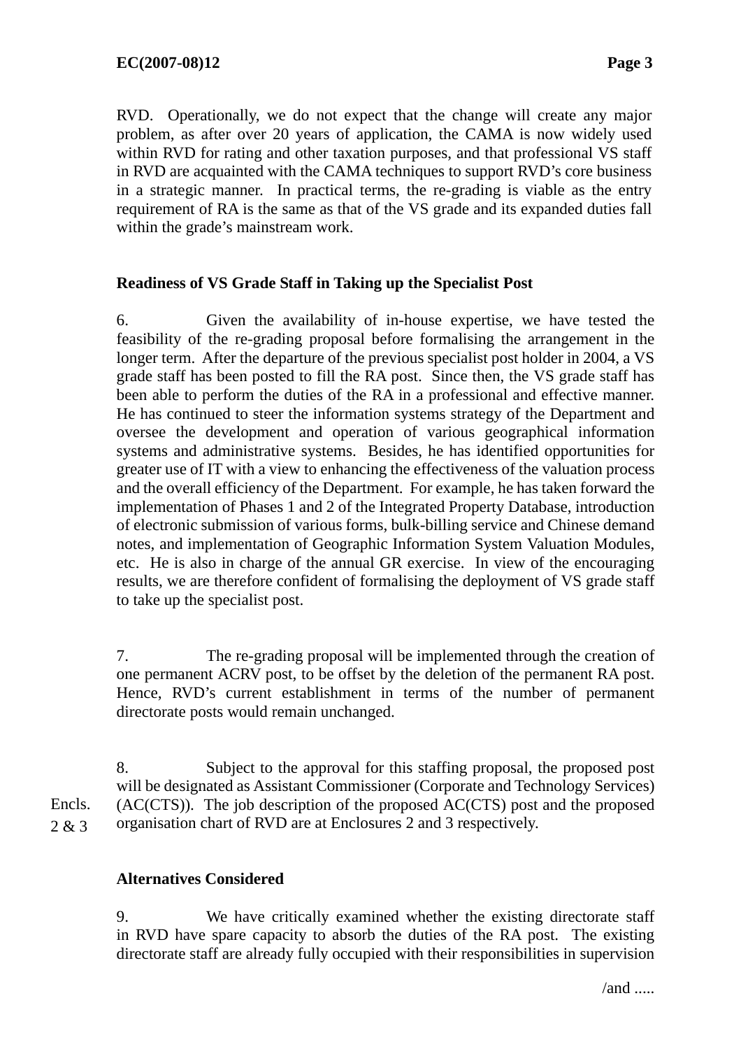RVD. Operationally, we do not expect that the change will create any major problem, as after over 20 years of application, the CAMA is now widely used within RVD for rating and other taxation purposes, and that professional VS staff in RVD are acquainted with the CAMA techniques to support RVD's core business in a strategic manner. In practical terms, the re-grading is viable as the entry requirement of RA is the same as that of the VS grade and its expanded duties fall within the grade's mainstream work.

**Readiness of VS Grade Staff in Taking up the Specialist Post**

6. Given the availability of in-house expertise, we have tested the feasibility of the re-grading proposal before formalising the arrangement in the longer term. After the departure of the previous specialist post holder in 2004, a VS grade staff has been posted to fill the RA post. Since then, the VS grade staff has been able to perform the duties of the RA in a professional and effective manner. He has continued to steer the information systems strategy of the Department and oversee the development and operation of various geographical information systems and administrative systems. Besides, he has identified opportunities for greater use of IT with a view to enhancing the effectiveness of the valuation process and the overall efficiency of the Department. For example, he has taken forward the implementation of Phases 1 and 2 of the Integrated Property Database, introduction of electronic submission of various forms, bulk-billing service and Chinese demand notes, and implementation of Geographic Information System Valuation Modules, etc. He is also in charge of the annual GR exercise. In view of the encouraging results, we are therefore confident of formalising the deployment of VS grade staff to take up the specialist post.

7. The re-grading proposal will be implemented through the creation of one permanent ACRV post, to be offset by the deletion of the permanent RA post. Hence, RVD's current establishment in terms of the number of permanent directorate posts would remain unchanged.

8. Subject to the approval for this staffing proposal, the proposed post will be designated as Assistant Commissioner (Corporate and Technology Services) (AC(CTS)). The job description of the proposed AC(CTS) post and the proposed organisation chart of RVD are at Enclosures 2 and 3 respectively.

Encls. 2 & 3

**Alternatives Considered**

9. We have critically examined whether the existing directorate staff in RVD have spare capacity to absorb the duties of the RA post. The existing directorate staff are already fully occupied with their responsibilities in supervision

/and .....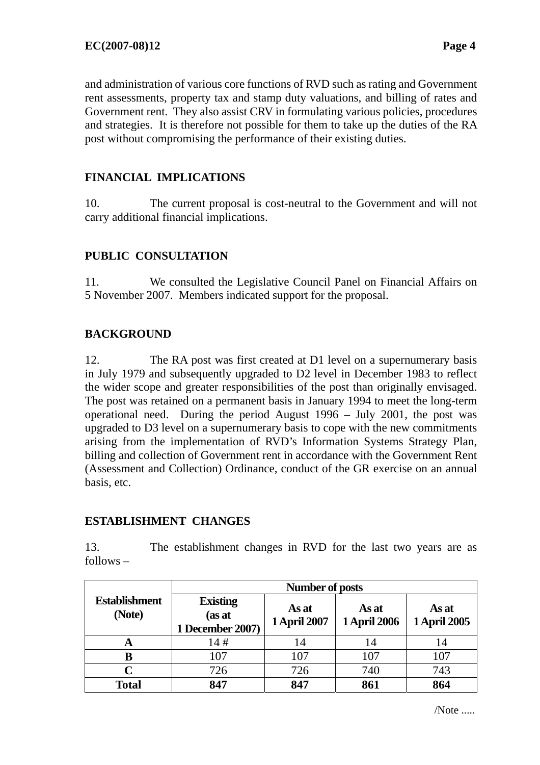and administration of various core functions of RVD such as rating and Government rent assessments, property tax and stamp duty valuations, and billing of rates and Government rent. They also assist CRV in formulating various policies, procedures and strategies. It is therefore not possible for them to take up the duties of the RA post without compromising the performance of their existing duties.

## FINANCIAL IMPLICATIONS

10. The current proposal is cost-neutral to the Government and will not carry additional financial implications.

## PUBLIC CONSULTATION

11. We consulted the Legislative Council Panel on Financial Affairs on 5 November 2007. Members indicated support for the proposal.

## BACKGROUND

12. The RA post was first created at D1 level on a supernumerary basis in July 1979 and subsequently upgraded to D2 level in December 1983 to reflect the wider scope and greater responsibilities of the post than originally envisaged. The post was retained on a permanent basis in January 1994 to meet the long-term operational need. During the period August 1996 – July 2001, the post was upgraded to D3 level on a supernumerary basis to cope with the new commitments arising from the implementation of RVD's Information Systems Strategy Plan, billing and collection of Government rent in accordance with the Government Rent (Assessment and Collection) Ordinance, conduct of the GR exercise on an annual basis, etc.

## ESTABLISHMENT CHANGES

13. The establishment changes in RVD for the last two years are as follows –

| Establishment (Note) | Number of posts | | | |
|---|---|---|---|---|
| | Existing (as at 1 December 2007) | As at 1 April 2007 | As at 1 April 2006 | As at 1 April 2005 |
| **A** | 14 # | 14 | 14 | 14 |
| **B** | 107 | 107 | 107 | 107 |
| **C** | 726 | 726 | 740 | 743 |
| **Total** | **847** | **847** | **861** | **864** |

/Note .....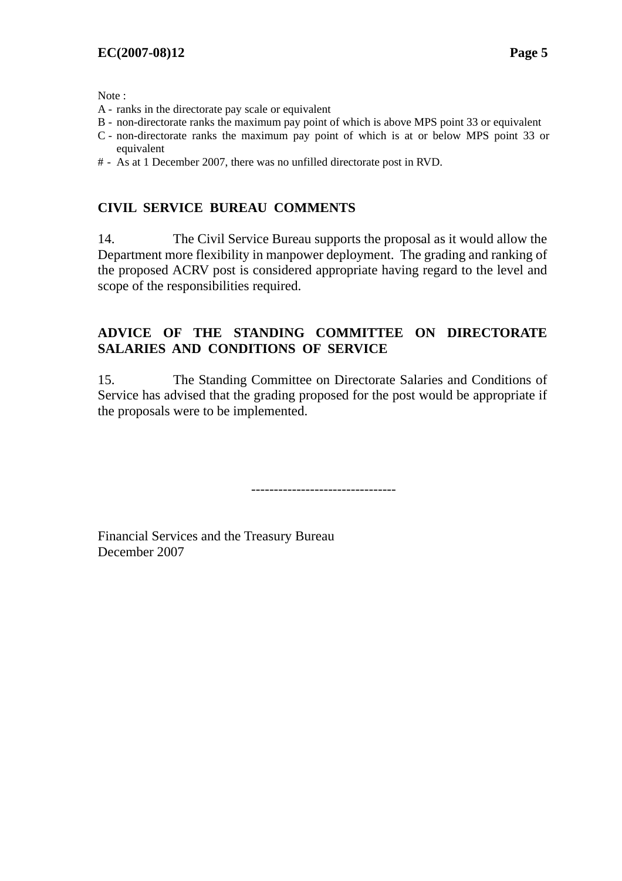Note :

A - ranks in the directorate pay scale or equivalent
B - non-directorate ranks the maximum pay point of which is above MPS point 33 or equivalent
C - non-directorate ranks the maximum pay point of which is at or below MPS point 33 or equivalent
# - As at 1 December 2007, there was no unfilled directorate post in RVD.

## CIVIL SERVICE BUREAU COMMENTS

14. The Civil Service Bureau supports the proposal as it would allow the Department more flexibility in manpower deployment. The grading and ranking of the proposed ACRV post is considered appropriate having regard to the level and scope of the responsibilities required.

## ADVICE OF THE STANDING COMMITTEE ON DIRECTORATE SALARIES AND CONDITIONS OF SERVICE

15. The Standing Committee on Directorate Salaries and Conditions of Service has advised that the grading proposed for the post would be appropriate if the proposals were to be implemented.

--------------------------------

Financial Services and the Treasury Bureau
December 2007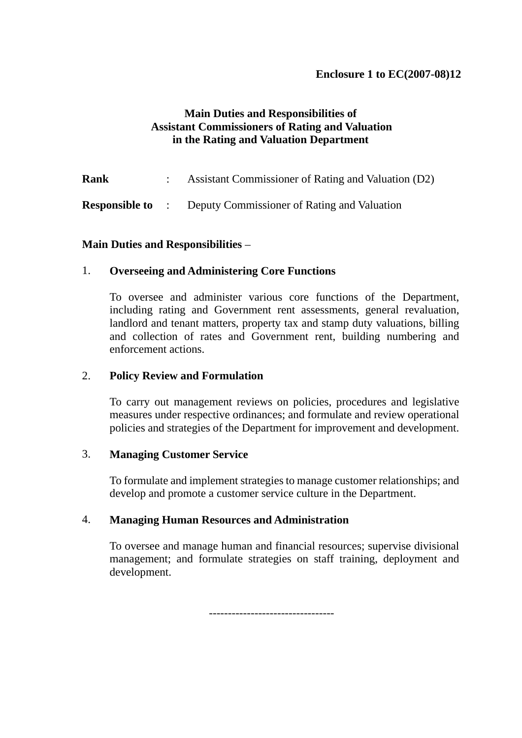**Enclosure 1 to EC(2007-08)12**

**Main Duties and Responsibilities of**
**Assistant Commissioners of Rating and Valuation**
**in the Rating and Valuation Department**

**Rank** : Assistant Commissioner of Rating and Valuation (D2)

**Responsible to** : Deputy Commissioner of Rating and Valuation

**Main Duties and Responsibilities** –

1. **Overseeing and Administering Core Functions**

   To oversee and administer various core functions of the Department, including rating and Government rent assessments, general revaluation, landlord and tenant matters, property tax and stamp duty valuations, billing and collection of rates and Government rent, building numbering and enforcement actions.

2. **Policy Review and Formulation**

   To carry out management reviews on policies, procedures and legislative measures under respective ordinances; and formulate and review operational policies and strategies of the Department for improvement and development.

3. **Managing Customer Service**

   To formulate and implement strategies to manage customer relationships; and develop and promote a customer service culture in the Department.

4. **Managing Human Resources and Administration**

   To oversee and manage human and financial resources; supervise divisional management; and formulate strategies on staff training, deployment and development.

--------------------------------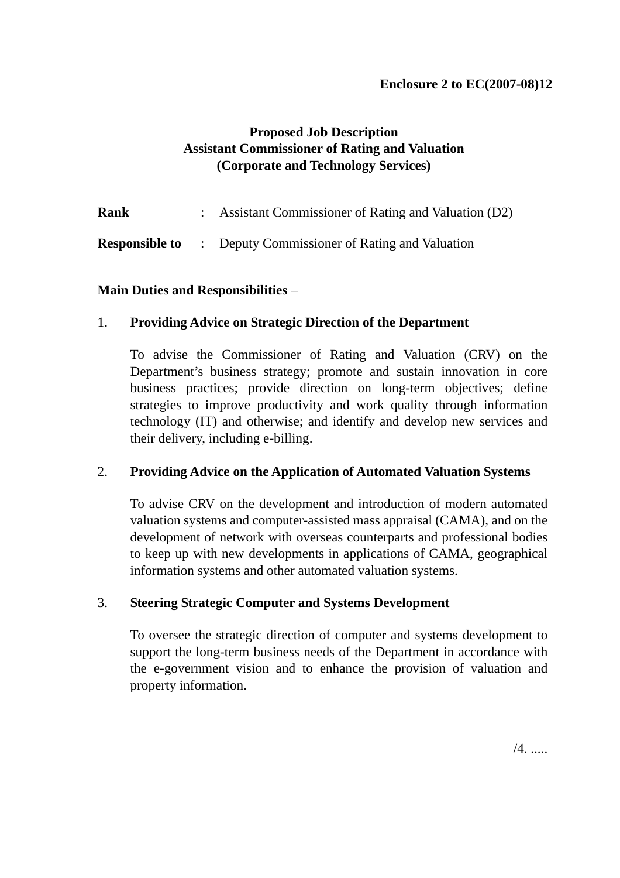**Enclosure 2 to EC(2007-08)12**

**Proposed Job Description**
**Assistant Commissioner of Rating and Valuation**
**(Corporate and Technology Services)**

**Rank** : Assistant Commissioner of Rating and Valuation (D2)

**Responsible to** : Deputy Commissioner of Rating and Valuation

**Main Duties and Responsibilities** –

1. **Providing Advice on Strategic Direction of the Department**

   To advise the Commissioner of Rating and Valuation (CRV) on the Department's business strategy; promote and sustain innovation in core business practices; provide direction on long-term objectives; define strategies to improve productivity and work quality through information technology (IT) and otherwise; and identify and develop new services and their delivery, including e-billing.

2. **Providing Advice on the Application of Automated Valuation Systems**

   To advise CRV on the development and introduction of modern automated valuation systems and computer-assisted mass appraisal (CAMA), and on the development of network with overseas counterparts and professional bodies to keep up with new developments in applications of CAMA, geographical information systems and other automated valuation systems.

3. **Steering Strategic Computer and Systems Development**

   To oversee the strategic direction of computer and systems development to support the long-term business needs of the Department in accordance with the e-government vision and to enhance the provision of valuation and property information.

/4. .....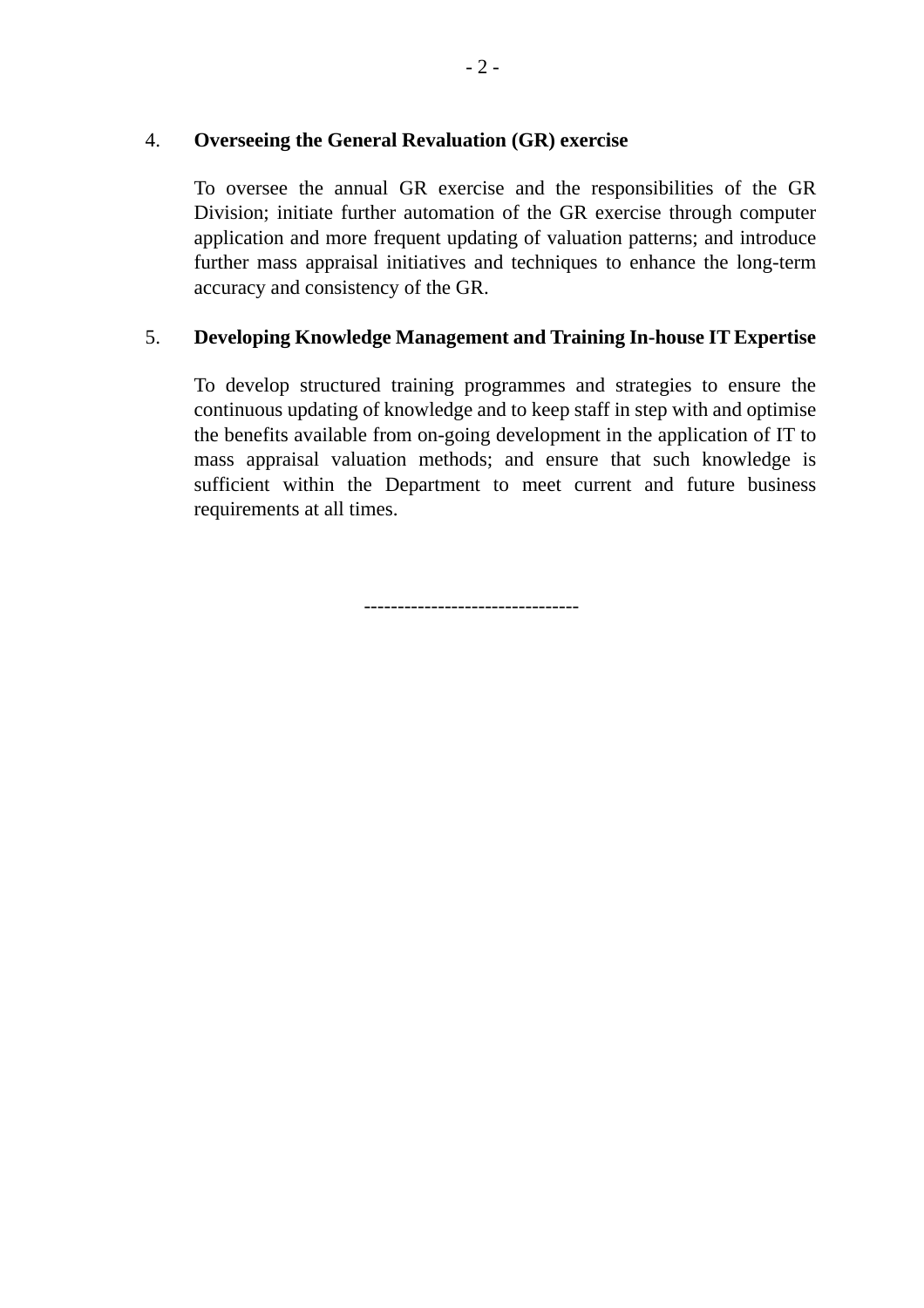4. **Overseeing the General Revaluation (GR) exercise**

   To oversee the annual GR exercise and the responsibilities of the GR Division; initiate further automation of the GR exercise through computer application and more frequent updating of valuation patterns; and introduce further mass appraisal initiatives and techniques to enhance the long-term accuracy and consistency of the GR.

5. **Developing Knowledge Management and Training In-house IT Expertise**

   To develop structured training programmes and strategies to ensure the continuous updating of knowledge and to keep staff in step with and optimise the benefits available from on-going development in the application of IT to mass appraisal valuation methods; and ensure that such knowledge is sufficient within the Department to meet current and future business requirements at all times.

--------------------------------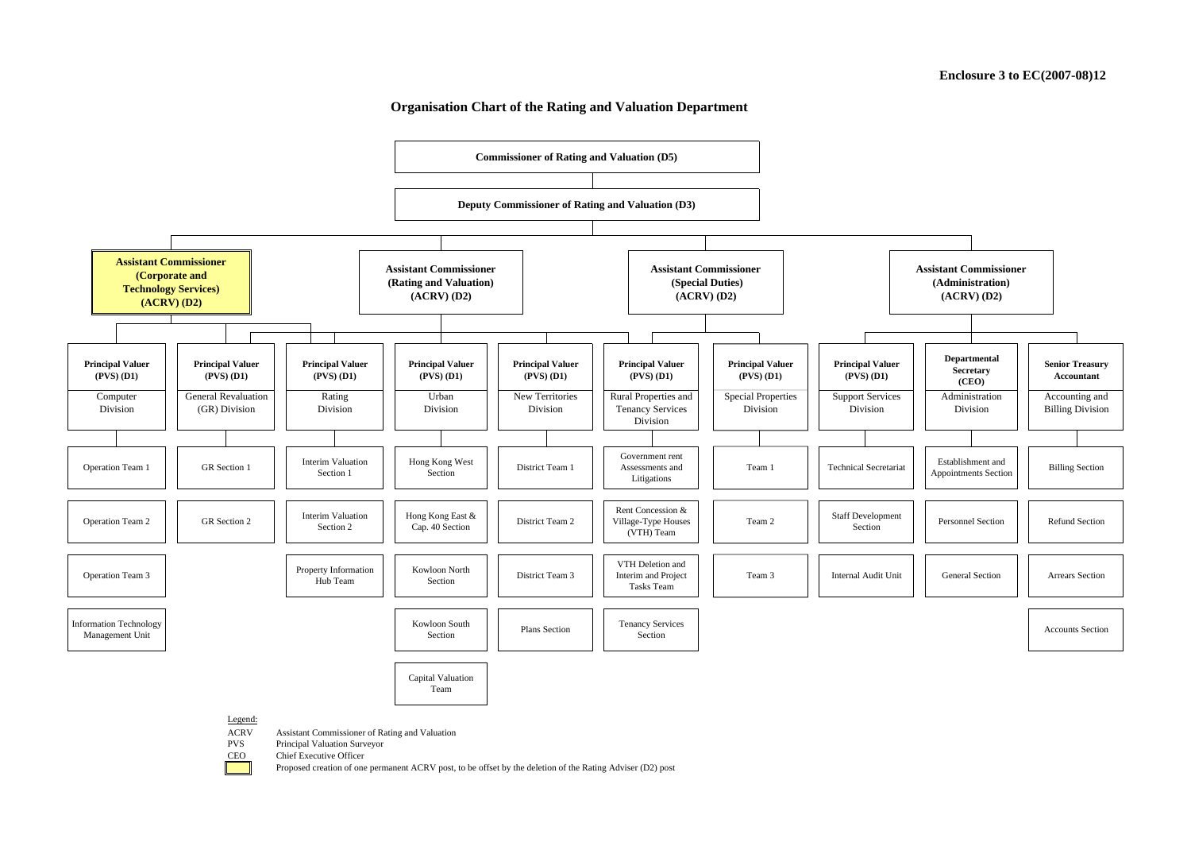**Enclosure 3 to EC(2007-08)12**

## Organisation Chart of the Rating and Valuation Department

**Commissioner of Rating and Valuation (D5)**

**Deputy Commissioner of Rating and Valuation (D3)**

**Assistant Commissioner (Corporate and Technology Services) (ACRV) (D2)**

- **Principal Valuer (PVS) (D1)** Computer Division
  - Operation Team 1
  - Operation Team 2
  - Operation Team 3
  - Information Technology Management Unit
- **Principal Valuer (PVS) (D1)** General Revaluation (GR) Division
  - GR Section 1
  - GR Section 2
- **Principal Valuer (PVS) (D1)** Rating Division
  - Interim Valuation Section 1
  - Interim Valuation Section 2
  - Property Information Hub Team

**Assistant Commissioner (Rating and Valuation) (ACRV) (D2)**

- **Principal Valuer (PVS) (D1)** Urban Division
  - Hong Kong West Section
  - Hong Kong East & Cap. 40 Section
  - Kowloon North Section
  - Kowloon South Section
  - Capital Valuation Team
- **Principal Valuer (PVS) (D1)** New Territories Division
  - District Team 1
  - District Team 2
  - District Team 3
  - Plans Section

**Assistant Commissioner (Special Duties) (ACRV) (D2)**

- **Principal Valuer (PVS) (D1)** Rural Properties and Tenancy Services Division
  - Government rent Assessments and Litigations
  - Rent Concession & Village-Type Houses (VTH) Team
  - VTH Deletion and Interim and Project Tasks Team
  - Tenancy Services Section
- **Principal Valuer (PVS) (D1)** Special Properties Division
  - Team 1
  - Team 2
  - Team 3

**Assistant Commissioner (Administration) (ACRV) (D2)**

- **Principal Valuer (PVS) (D1)** Support Services Division
  - Technical Secretariat
  - Staff Development Section
  - Internal Audit Unit
- **Departmental Secretary (CEO)** Administration Division
  - Establishment and Appointments Section
  - Personnel Section
  - General Section
- **Senior Treasury Accountant** Accounting and Billing Division
  - Billing Section
  - Refund Section
  - Arrears Section
  - Accounts Section

Legend:

ACRV Assistant Commissioner of Rating and Valuation

PVS Principal Valuation Surveyor

CEO Chief Executive Officer

[yellow box] Proposed creation of one permanent ACRV post, to be offset by the deletion of the Rating Adviser (D2) post